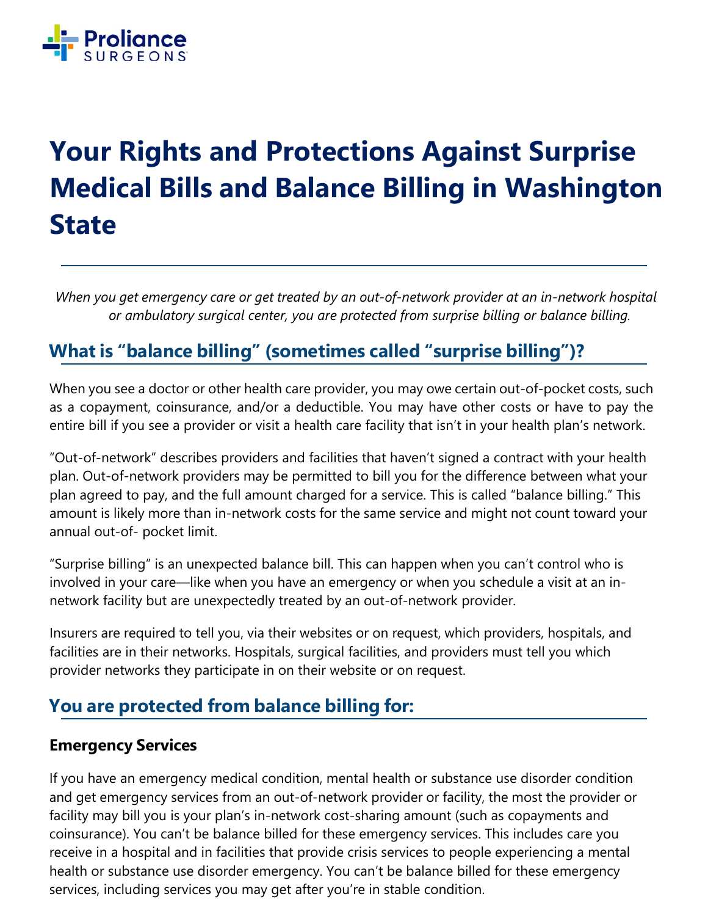Proliance SURGEONS

# Your Rights and Protections Against Surprise Medical Bills and Balance Billing in Washington State

*When you get emergency care or get treated by an out-of-network provider at an in-network hospital or ambulatory surgical center, you are protected from surprise billing or balance billing.*

## What is "balance billing" (sometimes called "surprise billing")?

When you see a doctor or other health care provider, you may owe certain out-of-pocket costs, such as a copayment, coinsurance, and/or a deductible. You may have other costs or have to pay the entire bill if you see a provider or visit a health care facility that isn't in your health plan's network.

"Out-of-network" describes providers and facilities that haven't signed a contract with your health plan. Out-of-network providers may be permitted to bill you for the difference between what your plan agreed to pay, and the full amount charged for a service. This is called "balance billing." This amount is likely more than in-network costs for the same service and might not count toward your annual out-of- pocket limit.

"Surprise billing" is an unexpected balance bill. This can happen when you can't control who is involved in your care—like when you have an emergency or when you schedule a visit at an in-network facility but are unexpectedly treated by an out-of-network provider.

Insurers are required to tell you, via their websites or on request, which providers, hospitals, and facilities are in their networks. Hospitals, surgical facilities, and providers must tell you which provider networks they participate in on their website or on request.

## You are protected from balance billing for:

### Emergency Services

If you have an emergency medical condition, mental health or substance use disorder condition and get emergency services from an out-of-network provider or facility, the most the provider or facility may bill you is your plan's in-network cost-sharing amount (such as copayments and coinsurance). You can't be balance billed for these emergency services. This includes care you receive in a hospital and in facilities that provide crisis services to people experiencing a mental health or substance use disorder emergency. You can't be balance billed for these emergency services, including services you may get after you're in stable condition.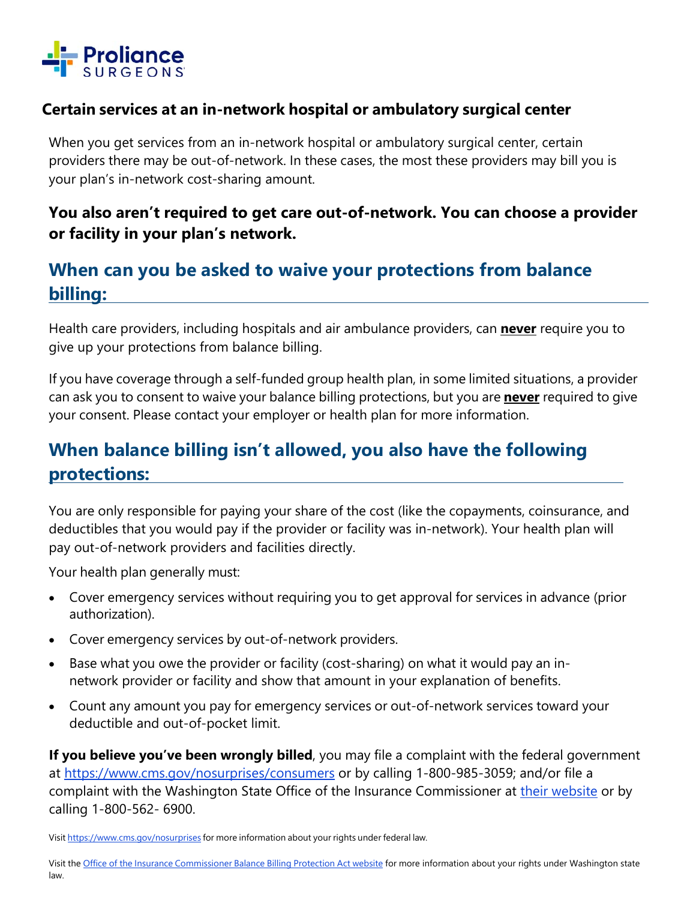### Certain services at an in-network hospital or ambulatory surgical center

When you get services from an in-network hospital or ambulatory surgical center, certain providers there may be out-of-network. In these cases, the most these providers may bill you is your plan's in-network cost-sharing amount.

**You also aren't required to get care out-of-network. You can choose a provider or facility in your plan's network.**

## When can you be asked to waive your protections from balance billing:

Health care providers, including hospitals and air ambulance providers, can **never** require you to give up your protections from balance billing.

If you have coverage through a self-funded group health plan, in some limited situations, a provider can ask you to consent to waive your balance billing protections, but you are **never** required to give your consent. Please contact your employer or health plan for more information.

## When balance billing isn't allowed, you also have the following protections:

You are only responsible for paying your share of the cost (like the copayments, coinsurance, and deductibles that you would pay if the provider or facility was in-network). Your health plan will pay out-of-network providers and facilities directly.

Your health plan generally must:

- Cover emergency services without requiring you to get approval for services in advance (prior authorization).
- Cover emergency services by out-of-network providers.
- Base what you owe the provider or facility (cost-sharing) on what it would pay an in-network provider or facility and show that amount in your explanation of benefits.
- Count any amount you pay for emergency services or out-of-network services toward your deductible and out-of-pocket limit.

**If you believe you've been wrongly billed**, you may file a complaint with the federal government at https://www.cms.gov/nosurprises/consumers or by calling 1-800-985-3059; and/or file a complaint with the Washington State Office of the Insurance Commissioner at their website or by calling 1-800-562- 6900.

Visit https://www.cms.gov/nosurprises for more information about your rights under federal law.

Visit the Office of the Insurance Commissioner Balance Billing Protection Act website for more information about your rights under Washington state law.